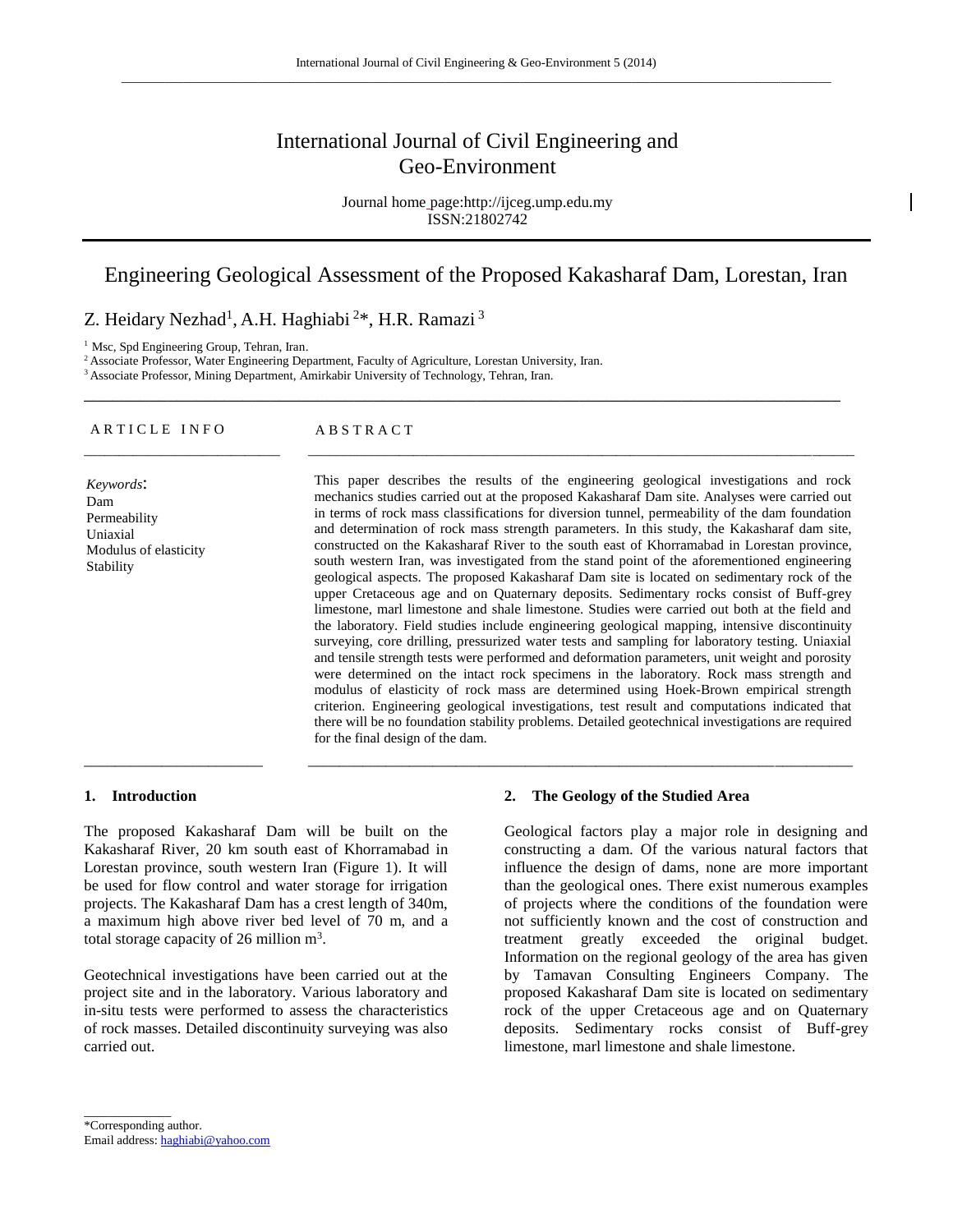# International Journal of Civil Engineering and Geo-Environment

Journal home page:http://ijceg.ump.edu.my
ISSN:21802742

## Engineering Geological Assessment of the Proposed Kakasharaf Dam, Lorestan, Iran

Z. Heidary Nezhad[1], A.H. Haghiabi [2]*, H.R. Ramazi [3]

[1] Msc, Spd Engineering Group, Tehran, Iran.
[2] Associate Professor, Water Engineering Department, Faculty of Agriculture, Lorestan University, Iran.
[3] Associate Professor, Mining Department, Amirkabir University of Technology, Tehran, Iran.

**ARTICLE INFO**

*Keywords*:
Dam
Permeability
Uniaxial
Modulus of elasticity
Stability

**ABSTRACT**

This paper describes the results of the engineering geological investigations and rock mechanics studies carried out at the proposed Kakasharaf Dam site. Analyses were carried out in terms of rock mass classifications for diversion tunnel, permeability of the dam foundation and determination of rock mass strength parameters. In this study, the Kakasharaf dam site, constructed on the Kakasharaf River to the south east of Khorramabad in Lorestan province, south western Iran, was investigated from the stand point of the aforementioned engineering geological aspects. The proposed Kakasharaf Dam site is located on sedimentary rock of the upper Cretaceous age and on Quaternary deposits. Sedimentary rocks consist of Buff-grey limestone, marl limestone and shale limestone. Studies were carried out both at the field and the laboratory. Field studies include engineering geological mapping, intensive discontinuity surveying, core drilling, pressurized water tests and sampling for laboratory testing. Uniaxial and tensile strength tests were performed and deformation parameters, unit weight and porosity were determined on the intact rock specimens in the laboratory. Rock mass strength and modulus of elasticity of rock mass are determined using Hoek-Brown empirical strength criterion. Engineering geological investigations, test result and computations indicated that there will be no foundation stability problems. Detailed geotechnical investigations are required for the final design of the dam.

### 1. Introduction

The proposed Kakasharaf Dam will be built on the Kakasharaf River, 20 km south east of Khorramabad in Lorestan province, south western Iran (Figure 1). It will be used for flow control and water storage for irrigation projects. The Kakasharaf Dam has a crest length of 340m, a maximum high above river bed level of 70 m, and a total storage capacity of 26 million $m^3$.

Geotechnical investigations have been carried out at the project site and in the laboratory. Various laboratory and in-situ tests were performed to assess the characteristics of rock masses. Detailed discontinuity surveying was also carried out.

### 2. The Geology of the Studied Area

Geological factors play a major role in designing and constructing a dam. Of the various natural factors that influence the design of dams, none are more important than the geological ones. There exist numerous examples of projects where the conditions of the foundation were not sufficiently known and the cost of construction and treatment greatly exceeded the original budget. Information on the regional geology of the area has given by Tamavan Consulting Engineers Company. The proposed Kakasharaf Dam site is located on sedimentary rock of the upper Cretaceous age and on Quaternary deposits. Sedimentary rocks consist of Buff-grey limestone, marl limestone and shale limestone.

*Corresponding author.
Email address: haghiabi@yahoo.com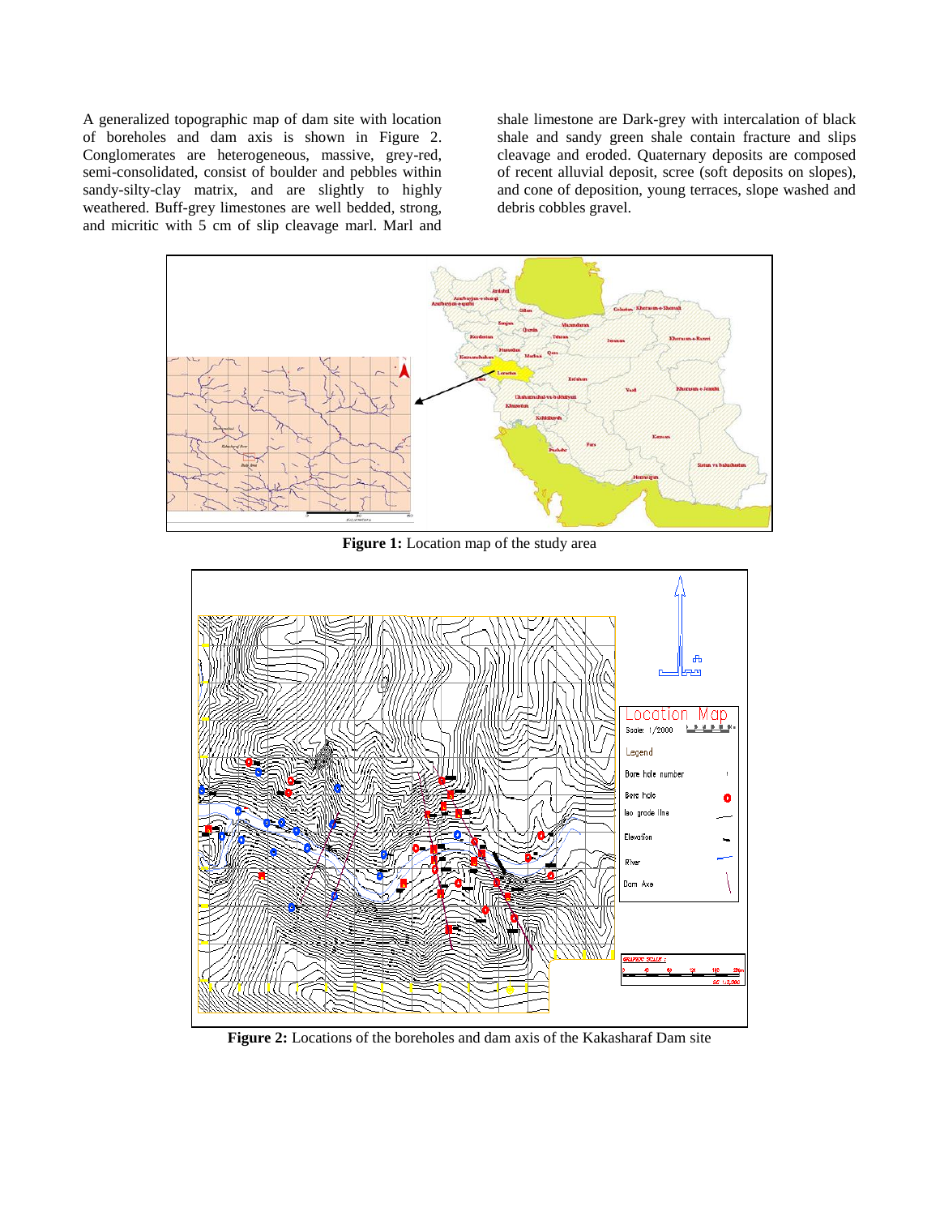A generalized topographic map of dam site with location of boreholes and dam axis is shown in Figure 2. Conglomerates are heterogeneous, massive, grey-red, semi-consolidated, consist of boulder and pebbles within sandy-silty-clay matrix, and are slightly to highly weathered. Buff-grey limestones are well bedded, strong, and micritic with 5 cm of slip cleavage marl. Marl and shale limestone are Dark-grey with intercalation of black shale and sandy green shale contain fracture and slips cleavage and eroded. Quaternary deposits are composed of recent alluvial deposit, scree (soft deposits on slopes), and cone of deposition, young terraces, slope washed and debris cobbles gravel.

**Figure 1:** Location map of the study area

**Figure 2:** Locations of the boreholes and dam axis of the Kakasharaf Dam site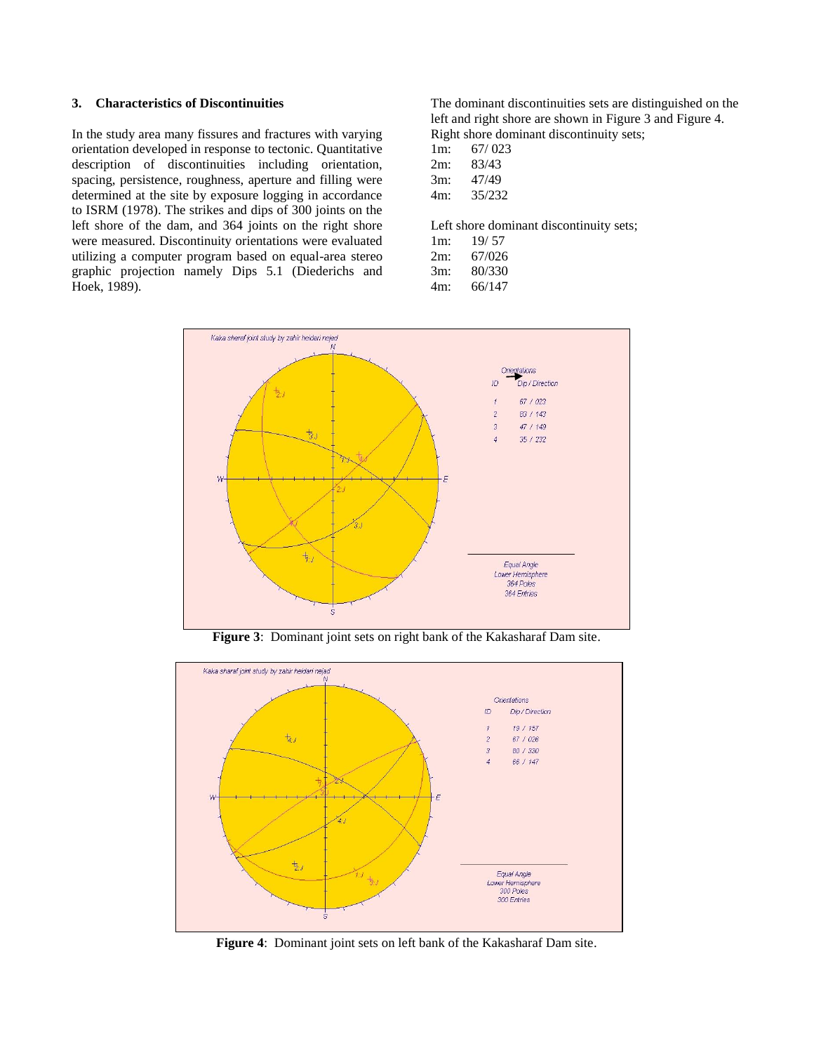### 3. Characteristics of Discontinuities

In the study area many fissures and fractures with varying orientation developed in response to tectonic. Quantitative description of discontinuities including orientation, spacing, persistence, roughness, aperture and filling were determined at the site by exposure logging in accordance to ISRM (1978). The strikes and dips of 300 joints on the left shore of the dam, and 364 joints on the right shore were measured. Discontinuity orientations were evaluated utilizing a computer program based on equal-area stereo graphic projection namely Dips 5.1 (Diederichs and Hoek, 1989).

The dominant discontinuities sets are distinguished on the left and right shore are shown in Figure 3 and Figure 4.

Right shore dominant discontinuity sets;

1m: 67/ 023
2m: 83/43
3m: 47/49
4m: 35/232

Left shore dominant discontinuity sets;

1m: 19/ 57
2m: 67/026
3m: 80/330
4m: 66/147

**Figure 3**: Dominant joint sets on right bank of the Kakasharaf Dam site.

**Figure 4**: Dominant joint sets on left bank of the Kakasharaf Dam site.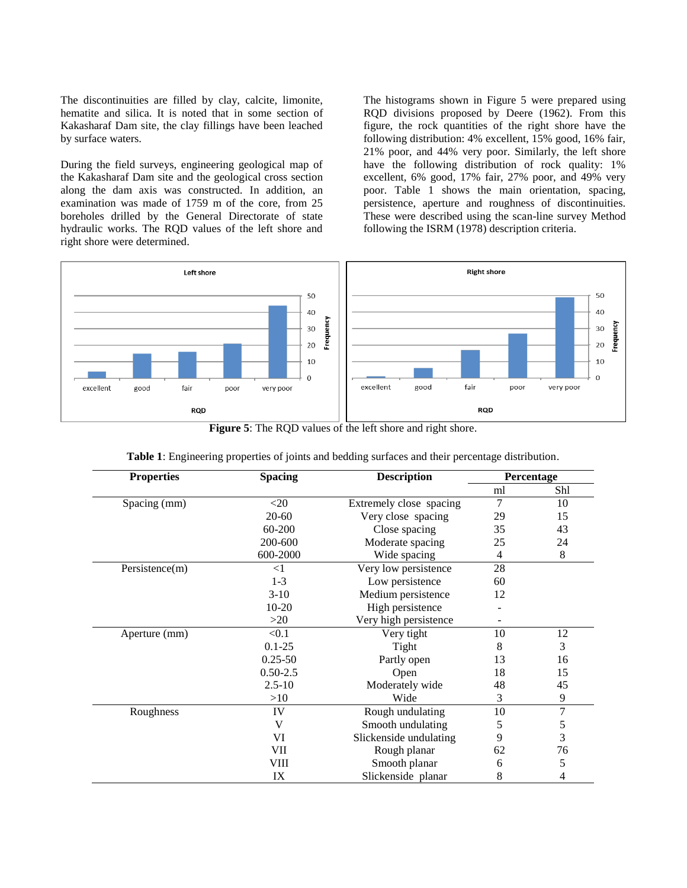The discontinuities are filled by clay, calcite, limonite, hematite and silica. It is noted that in some section of Kakasharaf Dam site, the clay fillings have been leached by surface waters.

During the field surveys, engineering geological map of the Kakasharaf Dam site and the geological cross section along the dam axis was constructed. In addition, an examination was made of 1759 m of the core, from 25 boreholes drilled by the General Directorate of state hydraulic works. The RQD values of the left shore and right shore were determined.

The histograms shown in Figure 5 were prepared using RQD divisions proposed by Deere (1962). From this figure, the rock quantities of the right shore have the following distribution: 4% excellent, 15% good, 16% fair, 21% poor, and 44% very poor. Similarly, the left shore have the following distribution of rock quality: 1% excellent, 6% good, 17% fair, 27% poor, and 49% very poor. Table 1 shows the main orientation, spacing, persistence, aperture and roughness of discontinuities. These were described using the scan-line survey Method following the ISRM (1978) description criteria.

**Figure 5**: The RQD values of the left shore and right shore.

**Table 1**: Engineering properties of joints and bedding surfaces and their percentage distribution.

| Properties | Spacing | Description | Percentage | |
|---|---|---|---|---|
| | | | ml | Shl |
| Spacing (mm) | <20 | Extremely close spacing | 7 | 10 |
| | 20-60 | Very close spacing | 29 | 15 |
| | 60-200 | Close spacing | 35 | 43 |
| | 200-600 | Moderate spacing | 25 | 24 |
| | 600-2000 | Wide spacing | 4 | 8 |
| Persistence(m) | <1 | Very low persistence | 28 | |
| | 1-3 | Low persistence | 60 | |
| | 3-10 | Medium persistence | 12 | |
| | 10-20 | High persistence | - | |
| | >20 | Very high persistence | - | |
| Aperture (mm) | <0.1 | Very tight | 10 | 12 |
| | 0.1-25 | Tight | 8 | 3 |
| | 0.25-50 | Partly open | 13 | 16 |
| | 0.50-2.5 | Open | 18 | 15 |
| | 2.5-10 | Moderately wide | 48 | 45 |
| | >10 | Wide | 3 | 9 |
| Roughness | IV | Rough undulating | 10 | 7 |
| | V | Smooth undulating | 5 | 5 |
| | VI | Slickenside undulating | 9 | 3 |
| | VII | Rough planar | 62 | 76 |
| | VIII | Smooth planar | 6 | 5 |
| | IX | Slickenside planar | 8 | 4 |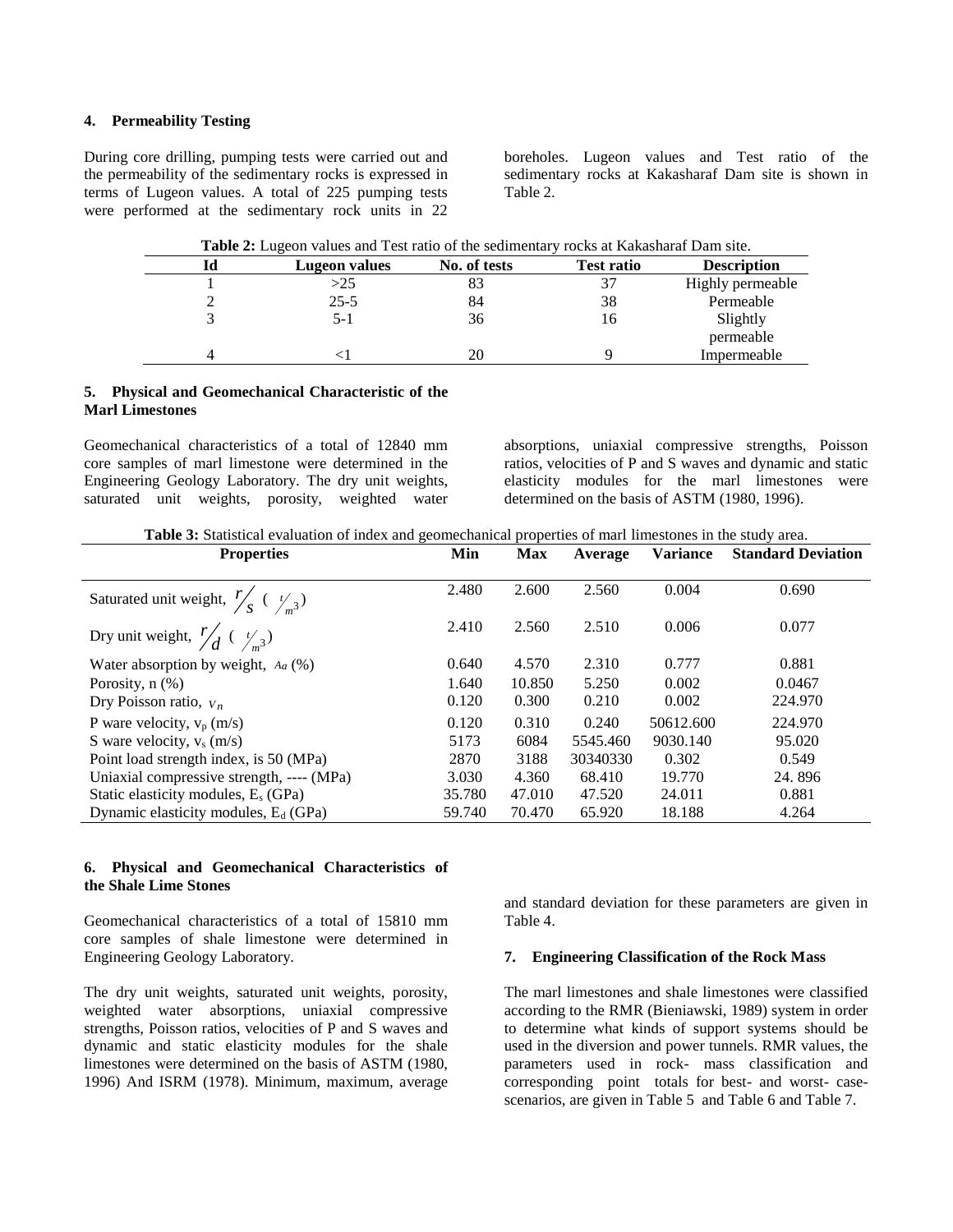## 4. Permeability Testing

During core drilling, pumping tests were carried out and the permeability of the sedimentary rocks is expressed in terms of Lugeon values. A total of 225 pumping tests were performed at the sedimentary rock units in 22 boreholes. Lugeon values and Test ratio of the sedimentary rocks at Kakasharaf Dam site is shown in Table 2.

**Table 2:** Lugeon values and Test ratio of the sedimentary rocks at Kakasharaf Dam site.

| Id | Lugeon values | No. of tests | Test ratio | Description |
|---|---|---|---|---|
| 1 | >25 | 83 | 37 | Highly permeable |
| 2 | 25-5 | 84 | 38 | Permeable |
| 3 | 5-1 | 36 | 16 | Slightly permeable |
| 4 | <1 | 20 | 9 | Impermeable |

## 5. Physical and Geomechanical Characteristic of the Marl Limestones

Geomechanical characteristics of a total of 12840 mm core samples of marl limestone were determined in the Engineering Geology Laboratory. The dry unit weights, saturated unit weights, porosity, weighted water absorptions, uniaxial compressive strengths, Poisson ratios, velocities of P and S waves and dynamic and static elasticity modules for the marl limestones were determined on the basis of ASTM (1980, 1996).

**Table 3:** Statistical evaluation of index and geomechanical properties of marl limestones in the study area.

| Properties | Min | Max | Average | Variance | Standard Deviation |
|---|---|---|---|---|---|
| Saturated unit weight, $r/_s$ ( $t/_{m^3}$) | 2.480 | 2.600 | 2.560 | 0.004 | 0.690 |
| Dry unit weight, $r/_d$ ( $t/_{m^3}$) | 2.410 | 2.560 | 2.510 | 0.006 | 0.077 |
| Water absorption by weight, $A_a$ (%) | 0.640 | 4.570 | 2.310 | 0.777 | 0.881 |
| Porosity, n (%) | 1.640 | 10.850 | 5.250 | 0.002 | 0.0467 |
| Dry Poisson ratio, $v_n$ | 0.120 | 0.300 | 0.210 | 0.002 | 224.970 |
| P ware velocity, $v_p$ (m/s) | 0.120 | 0.310 | 0.240 | 50612.600 | 224.970 |
| S ware velocity, $v_s$ (m/s) | 5173 | 6084 | 5545.460 | 9030.140 | 95.020 |
| Point load strength index, is 50 (MPa) | 2870 | 3188 | 30340330 | 0.302 | 0.549 |
| Uniaxial compressive strength, ---- (MPa) | 3.030 | 4.360 | 68.410 | 19.770 | 24. 896 |
| Static elasticity modules, $E_s$ (GPa) | 35.780 | 47.010 | 47.520 | 24.011 | 0.881 |
| Dynamic elasticity modules, $E_d$ (GPa) | 59.740 | 70.470 | 65.920 | 18.188 | 4.264 |

## 6. Physical and Geomechanical Characteristics of the Shale Lime Stones

Geomechanical characteristics of a total of 15810 mm core samples of shale limestone were determined in Engineering Geology Laboratory.

The dry unit weights, saturated unit weights, porosity, weighted water absorptions, uniaxial compressive strengths, Poisson ratios, velocities of P and S waves and dynamic and static elasticity modules for the shale limestones were determined on the basis of ASTM (1980, 1996) And ISRM (1978). Minimum, maximum, average and standard deviation for these parameters are given in Table 4.

## 7. Engineering Classification of the Rock Mass

The marl limestones and shale limestones were classified according to the RMR (Bieniawski, 1989) system in order to determine what kinds of support systems should be used in the diversion and power tunnels. RMR values, the parameters used in rock- mass classification and corresponding point totals for best- and worst- case-scenarios, are given in Table 5 and Table 6 and Table 7.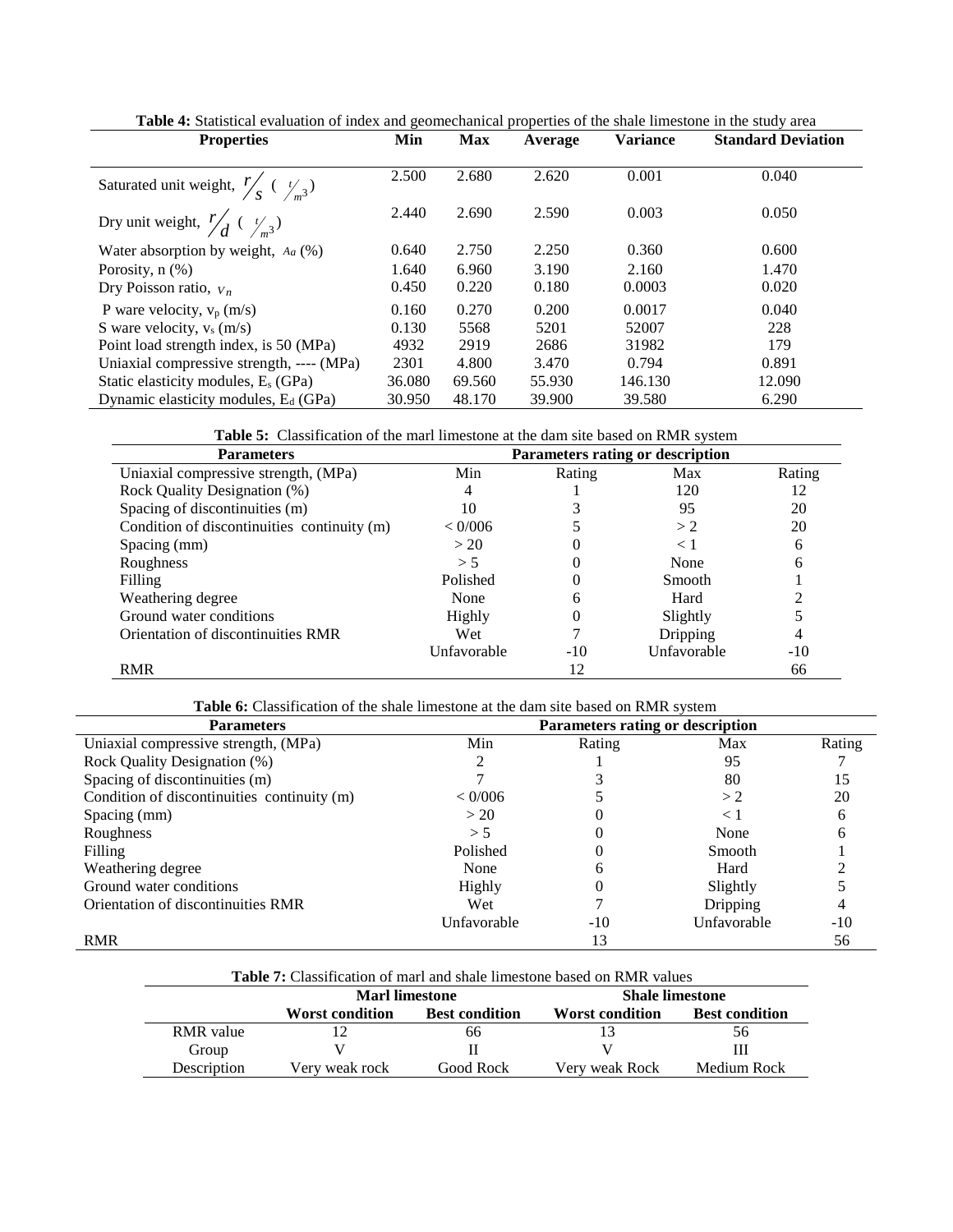**Table 4:** Statistical evaluation of index and geomechanical properties of the shale limestone in the study area

| Properties | Min | Max | Average | Variance | Standard Deviation |
|---|---|---|---|---|---|
| Saturated unit weight, $r/_s$ ( $t/_{m^3}$) | 2.500 | 2.680 | 2.620 | 0.001 | 0.040 |
| Dry unit weight, $r/_d$ ( $t/_{m^3}$) | 2.440 | 2.690 | 2.590 | 0.003 | 0.050 |
| Water absorption by weight, $A_a$ (%) | 0.640 | 2.750 | 2.250 | 0.360 | 0.600 |
| Porosity, n (%) | 1.640 | 6.960 | 3.190 | 2.160 | 1.470 |
| Dry Poisson ratio, $v_n$ | 0.450 | 0.220 | 0.180 | 0.0003 | 0.020 |
| P ware velocity, $v_p$ (m/s) | 0.160 | 0.270 | 0.200 | 0.0017 | 0.040 |
| S ware velocity, $v_s$ (m/s) | 0.130 | 5568 | 5201 | 52007 | 228 |
| Point load strength index, is 50 (MPa) | 4932 | 2919 | 2686 | 31982 | 179 |
| Uniaxial compressive strength, ---- (MPa) | 2301 | 4.800 | 3.470 | 0.794 | 0.891 |
| Static elasticity modules, $E_s$ (GPa) | 36.080 | 69.560 | 55.930 | 146.130 | 12.090 |
| Dynamic elasticity modules, $E_d$ (GPa) | 30.950 | 48.170 | 39.900 | 39.580 | 6.290 |

**Table 5:** Classification of the marl limestone at the dam site based on RMR system

| Parameters | Parameters rating or description | | | |
|---|---|---|---|---|
| Uniaxial compressive strength, (MPa) | Min | Rating | Max | Rating |
| Rock Quality Designation (%) | 4 | 1 | 120 | 12 |
| Spacing of discontinuities (m) | 10 | 3 | 95 | 20 |
| Condition of discontinuities continuity (m) | < 0/006 | 5 | > 2 | 20 |
| Spacing (mm) | > 20 | 0 | < 1 | 6 |
| Roughness | > 5 | 0 | None | 6 |
| Filling | Polished | 0 | Smooth | 1 |
| Weathering degree | None | 6 | Hard | 2 |
| Ground water conditions | Highly | 0 | Slightly | 5 |
| Orientation of discontinuities RMR | Wet | 7 | Dripping | 4 |
| | Unfavorable | -10 | Unfavorable | -10 |
| RMR | | 12 | | 66 |

**Table 6:** Classification of the shale limestone at the dam site based on RMR system

| Parameters | Parameters rating or description | | | |
|---|---|---|---|---|
| Uniaxial compressive strength, (MPa) | Min | Rating | Max | Rating |
| Rock Quality Designation (%) | 2 | 1 | 95 | 7 |
| Spacing of discontinuities (m) | 7 | 3 | 80 | 15 |
| Condition of discontinuities continuity (m) | < 0/006 | 5 | > 2 | 20 |
| Spacing (mm) | > 20 | 0 | < 1 | 6 |
| Roughness | > 5 | 0 | None | 6 |
| Filling | Polished | 0 | Smooth | 1 |
| Weathering degree | None | 6 | Hard | 2 |
| Ground water conditions | Highly | 0 | Slightly | 5 |
| Orientation of discontinuities RMR | Wet | 7 | Dripping | 4 |
| | Unfavorable | -10 | Unfavorable | -10 |
| RMR | | 13 | | 56 |

**Table 7:** Classification of marl and shale limestone based on RMR values

| | Marl limestone | | Shale limestone | |
|---|---|---|---|---|
| | Worst condition | Best condition | Worst condition | Best condition |
| RMR value | 12 | 66 | 13 | 56 |
| Group | V | II | V | III |
| Description | Very weak rock | Good Rock | Very weak Rock | Medium Rock |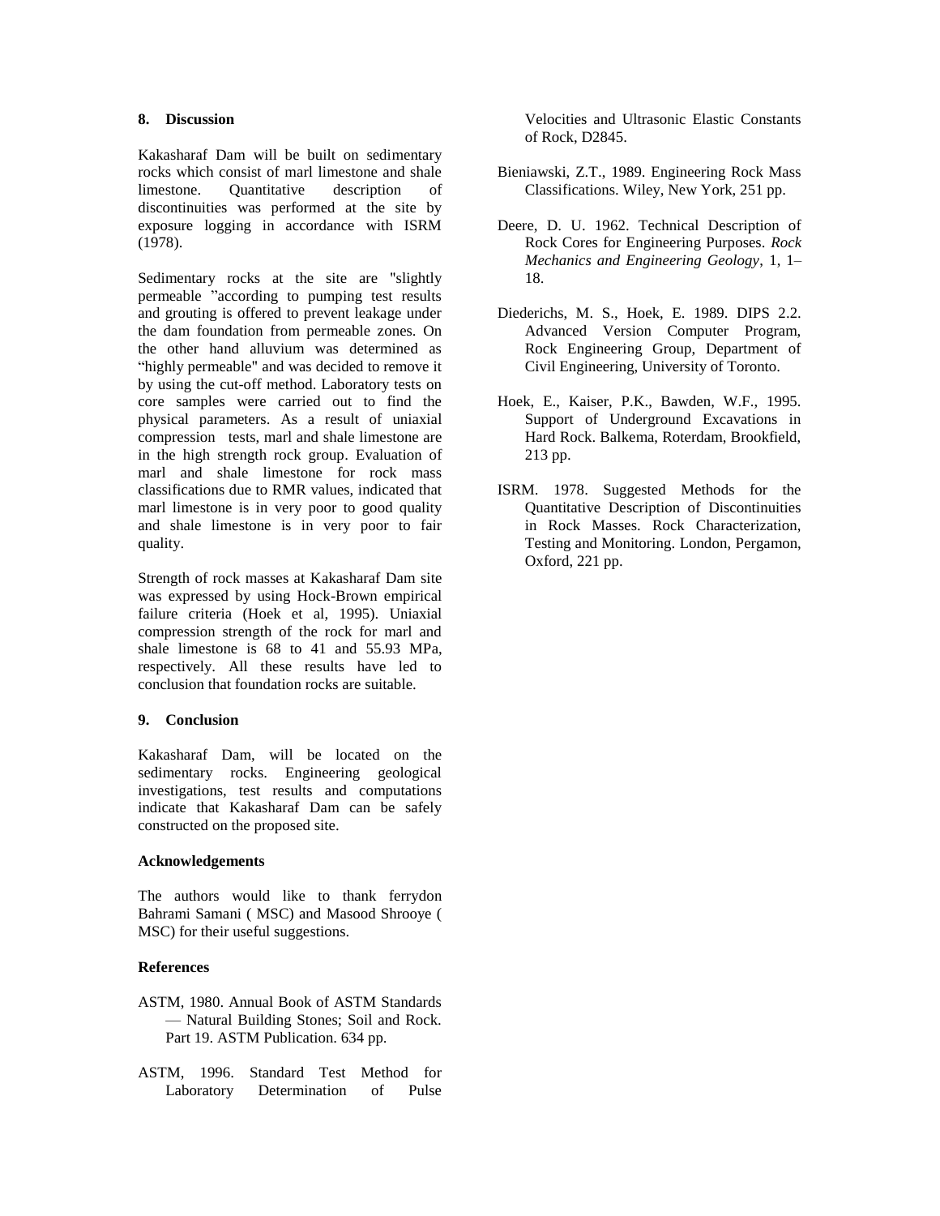## 8. Discussion

Kakasharaf Dam will be built on sedimentary rocks which consist of marl limestone and shale limestone. Quantitative description of discontinuities was performed at the site by exposure logging in accordance with ISRM (1978).

Sedimentary rocks at the site are "slightly permeable "according to pumping test results and grouting is offered to prevent leakage under the dam foundation from permeable zones. On the other hand alluvium was determined as "highly permeable" and was decided to remove it by using the cut-off method. Laboratory tests on core samples were carried out to find the physical parameters. As a result of uniaxial compression tests, marl and shale limestone are in the high strength rock group. Evaluation of marl and shale limestone for rock mass classifications due to RMR values, indicated that marl limestone is in very poor to good quality and shale limestone is in very poor to fair quality.

Strength of rock masses at Kakasharaf Dam site was expressed by using Hock-Brown empirical failure criteria (Hoek et al, 1995). Uniaxial compression strength of the rock for marl and shale limestone is 68 to 41 and 55.93 MPa, respectively. All these results have led to conclusion that foundation rocks are suitable.

## 9. Conclusion

Kakasharaf Dam, will be located on the sedimentary rocks. Engineering geological investigations, test results and computations indicate that Kakasharaf Dam can be safely constructed on the proposed site.

### Acknowledgements

The authors would like to thank ferrydon Bahrami Samani ( MSC) and Masood Shrooye ( MSC) for their useful suggestions.

### References

ASTM, 1980. Annual Book of ASTM Standards — Natural Building Stones; Soil and Rock. Part 19. ASTM Publication. 634 pp.

ASTM, 1996. Standard Test Method for Laboratory Determination of Pulse Velocities and Ultrasonic Elastic Constants of Rock, D2845.

Bieniawski, Z.T., 1989. Engineering Rock Mass Classifications. Wiley, New York, 251 pp.

Deere, D. U. 1962. Technical Description of Rock Cores for Engineering Purposes. *Rock Mechanics and Engineering Geology*, 1, 1–18.

Diederichs, M. S., Hoek, E. 1989. DIPS 2.2. Advanced Version Computer Program, Rock Engineering Group, Department of Civil Engineering, University of Toronto.

Hoek, E., Kaiser, P.K., Bawden, W.F., 1995. Support of Underground Excavations in Hard Rock. Balkema, Roterdam, Brookfield, 213 pp.

ISRM. 1978. Suggested Methods for the Quantitative Description of Discontinuities in Rock Masses. Rock Characterization, Testing and Monitoring. London, Pergamon, Oxford, 221 pp.